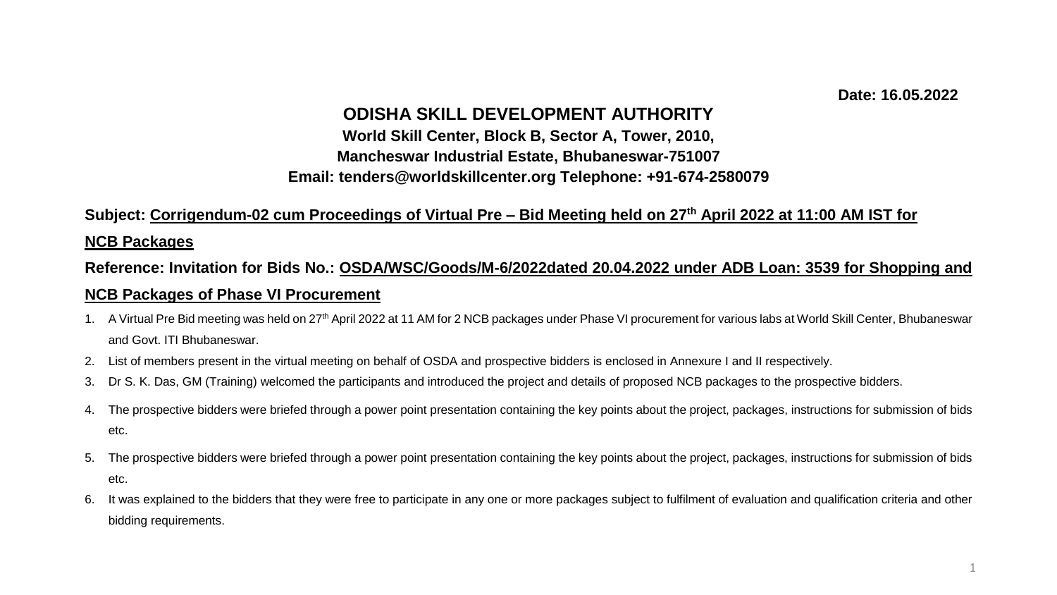**Date: 16.05.2022**

# ODISHA SKILL DEVELOPMENT AUTHORITY

**World Skill Center, Block B, Sector A, Tower, 2010,**
**Mancheswar Industrial Estate, Bhubaneswar-751007**
**Email: tenders@worldskillcenter.org Telephone: +91-674-2580079**

**Subject: Corrigendum-02 cum Proceedings of Virtual Pre – Bid Meeting held on 27th April 2022 at 11:00 AM IST for NCB Packages**

**Reference: Invitation for Bids No.: OSDA/WSC/Goods/M-6/2022dated 20.04.2022 under ADB Loan: 3539 for Shopping and NCB Packages of Phase VI Procurement**

1. A Virtual Pre Bid meeting was held on 27th April 2022 at 11 AM for 2 NCB packages under Phase VI procurement for various labs at World Skill Center, Bhubaneswar and Govt. ITI Bhubaneswar.
2. List of members present in the virtual meeting on behalf of OSDA and prospective bidders is enclosed in Annexure I and II respectively.
3. Dr S. K. Das, GM (Training) welcomed the participants and introduced the project and details of proposed NCB packages to the prospective bidders.
4. The prospective bidders were briefed through a power point presentation containing the key points about the project, packages, instructions for submission of bids etc.
5. The prospective bidders were briefed through a power point presentation containing the key points about the project, packages, instructions for submission of bids etc.
6. It was explained to the bidders that they were free to participate in any one or more packages subject to fulfilment of evaluation and qualification criteria and other bidding requirements.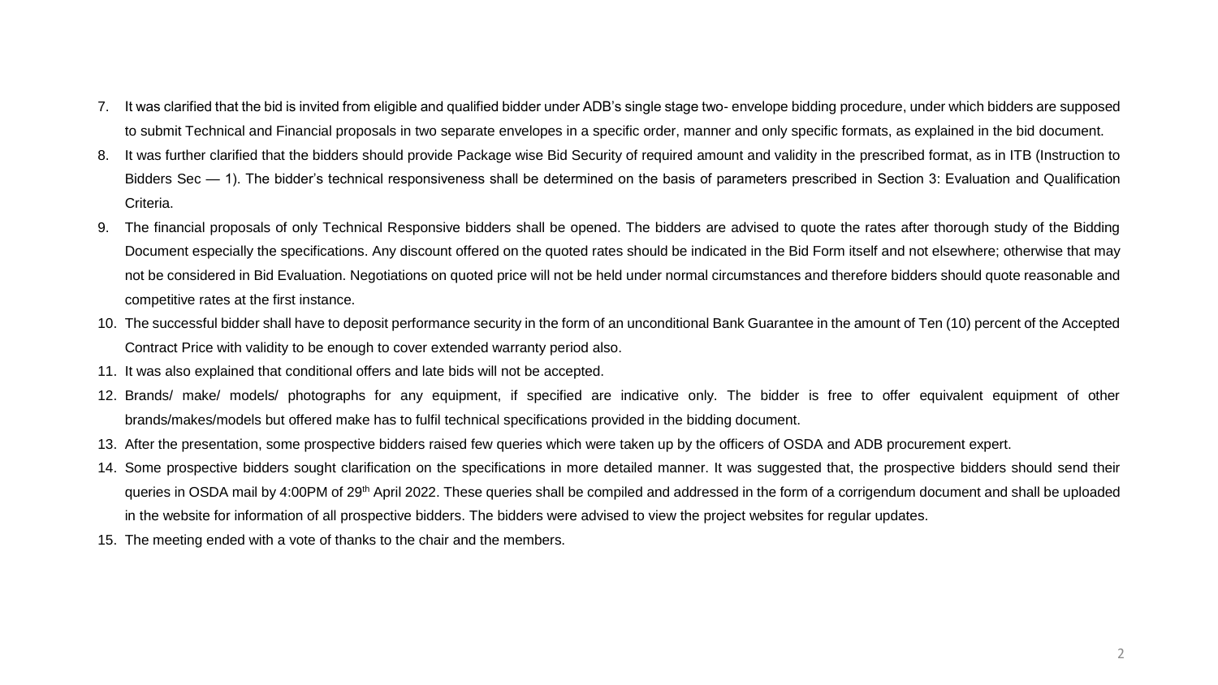7. It was clarified that the bid is invited from eligible and qualified bidder under ADB's single stage two- envelope bidding procedure, under which bidders are supposed to submit Technical and Financial proposals in two separate envelopes in a specific order, manner and only specific formats, as explained in the bid document.
8. It was further clarified that the bidders should provide Package wise Bid Security of required amount and validity in the prescribed format, as in ITB (Instruction to Bidders Sec — 1). The bidder's technical responsiveness shall be determined on the basis of parameters prescribed in Section 3: Evaluation and Qualification Criteria.
9. The financial proposals of only Technical Responsive bidders shall be opened. The bidders are advised to quote the rates after thorough study of the Bidding Document especially the specifications. Any discount offered on the quoted rates should be indicated in the Bid Form itself and not elsewhere; otherwise that may not be considered in Bid Evaluation. Negotiations on quoted price will not be held under normal circumstances and therefore bidders should quote reasonable and competitive rates at the first instance.
10. The successful bidder shall have to deposit performance security in the form of an unconditional Bank Guarantee in the amount of Ten (10) percent of the Accepted Contract Price with validity to be enough to cover extended warranty period also.
11. It was also explained that conditional offers and late bids will not be accepted.
12. Brands/ make/ models/ photographs for any equipment, if specified are indicative only. The bidder is free to offer equivalent equipment of other brands/makes/models but offered make has to fulfil technical specifications provided in the bidding document.
13. After the presentation, some prospective bidders raised few queries which were taken up by the officers of OSDA and ADB procurement expert.
14. Some prospective bidders sought clarification on the specifications in more detailed manner. It was suggested that, the prospective bidders should send their queries in OSDA mail by 4:00PM of 29th April 2022. These queries shall be compiled and addressed in the form of a corrigendum document and shall be uploaded in the website for information of all prospective bidders. The bidders were advised to view the project websites for regular updates.
15. The meeting ended with a vote of thanks to the chair and the members.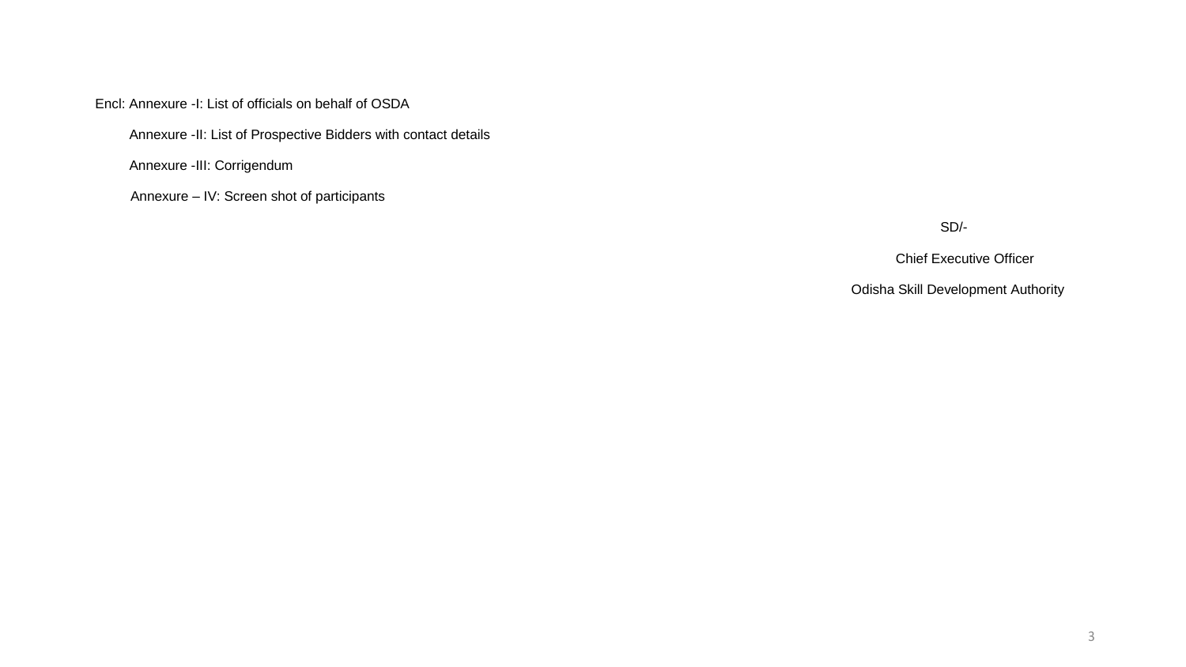Encl: Annexure -I: List of officials on behalf of OSDA

Annexure -II: List of Prospective Bidders with contact details

Annexure -III: Corrigendum

Annexure – IV: Screen shot of participants

SD/-

Chief Executive Officer

Odisha Skill Development Authority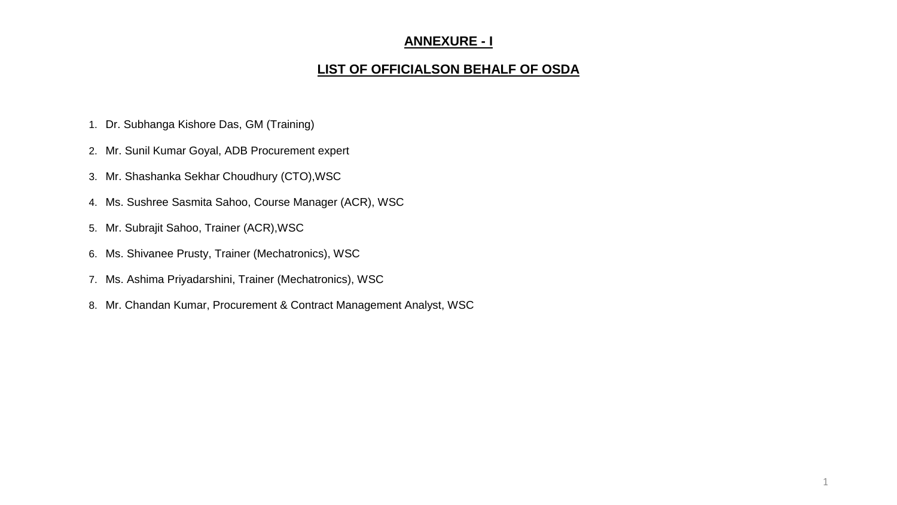## ANNEXURE - I

## LIST OF OFFICIALSON BEHALF OF OSDA

1. Dr. Subhanga Kishore Das, GM (Training)
2. Mr. Sunil Kumar Goyal, ADB Procurement expert
3. Mr. Shashanka Sekhar Choudhury (CTO),WSC
4. Ms. Sushree Sasmita Sahoo, Course Manager (ACR), WSC
5. Mr. Subrajit Sahoo, Trainer (ACR),WSC
6. Ms. Shivanee Prusty, Trainer (Mechatronics), WSC
7. Ms. Ashima Priyadarshini, Trainer (Mechatronics), WSC
8. Mr. Chandan Kumar, Procurement & Contract Management Analyst, WSC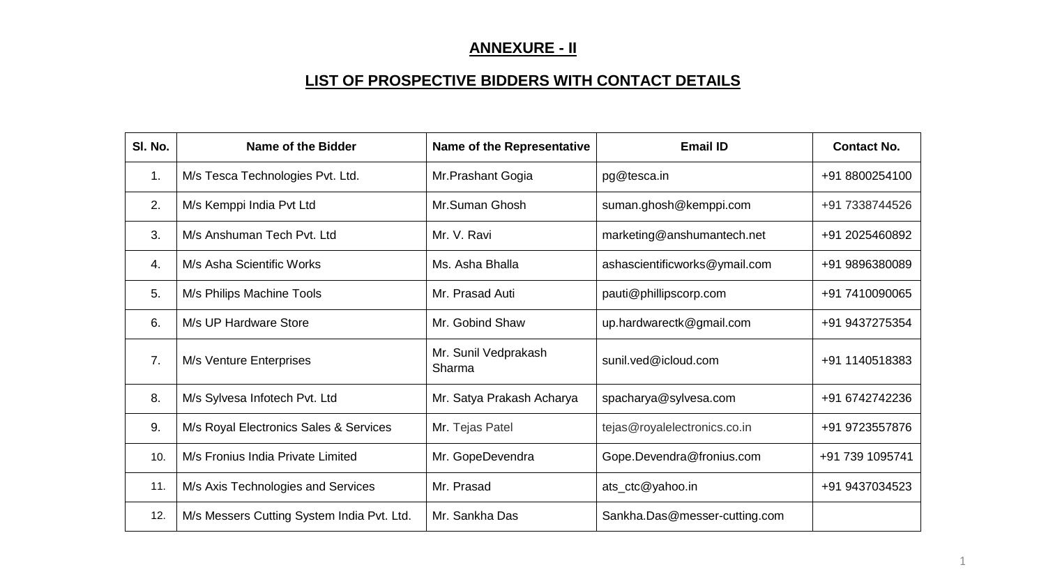## ANNEXURE - II

## LIST OF PROSPECTIVE BIDDERS WITH CONTACT DETAILS

| Sl. No. | Name of the Bidder | Name of the Representative | Email ID | Contact No. |
|---|---|---|---|---|
| 1. | M/s Tesca Technologies Pvt. Ltd. | Mr.Prashant Gogia | pg@tesca.in | +91 8800254100 |
| 2. | M/s Kemppi India Pvt Ltd | Mr.Suman Ghosh | suman.ghosh@kemppi.com | +91 7338744526 |
| 3. | M/s Anshuman Tech Pvt. Ltd | Mr. V. Ravi | marketing@anshumantech.net | +91 2025460892 |
| 4. | M/s Asha Scientific Works | Ms. Asha Bhalla | ashascientificworks@ymail.com | +91 9896380089 |
| 5. | M/s Philips Machine Tools | Mr. Prasad Auti | pauti@phillipscorp.com | +91 7410090065 |
| 6. | M/s UP Hardware Store | Mr. Gobind Shaw | up.hardwarectk@gmail.com | +91 9437275354 |
| 7. | M/s Venture Enterprises | Mr. Sunil Vedprakash Sharma | sunil.ved@icloud.com | +91 1140518383 |
| 8. | M/s Sylvesa Infotech Pvt. Ltd | Mr. Satya Prakash Acharya | spacharya@sylvesa.com | +91 6742742236 |
| 9. | M/s Royal Electronics Sales & Services | Mr. Tejas Patel | tejas@royalelectronics.co.in | +91 9723557876 |
| 10. | M/s Fronius India Private Limited | Mr. GopeDevendra | Gope.Devendra@fronius.com | +91 739 1095741 |
| 11. | M/s Axis Technologies and Services | Mr. Prasad | ats_ctc@yahoo.in | +91 9437034523 |
| 12. | M/s Messers Cutting System India Pvt. Ltd. | Mr. Sankha Das | Sankha.Das@messer-cutting.com | |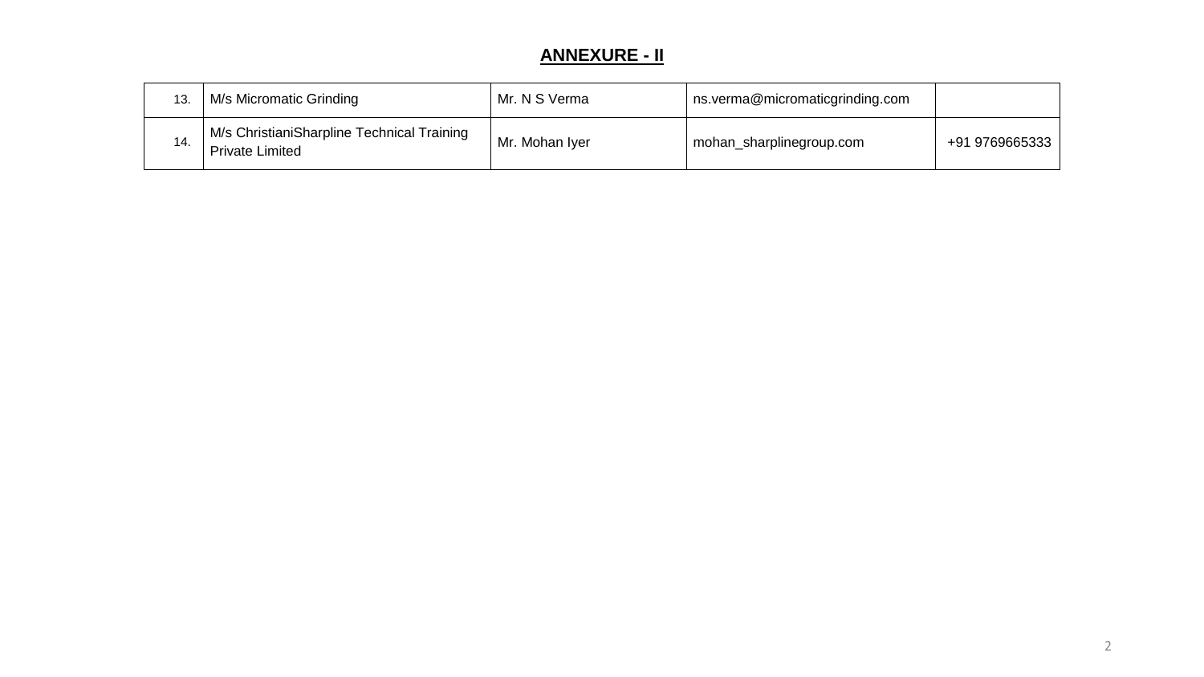## ANNEXURE - II

| | | | | |
|---|---|---|---|---|
| 13. | M/s Micromatic Grinding | Mr. N S Verma | ns.verma@micromaticgrinding.com | |
| 14. | M/s ChristianiSharpline Technical Training Private Limited | Mr. Mohan Iyer | mohan_sharplinegroup.com | +91 9769665333 |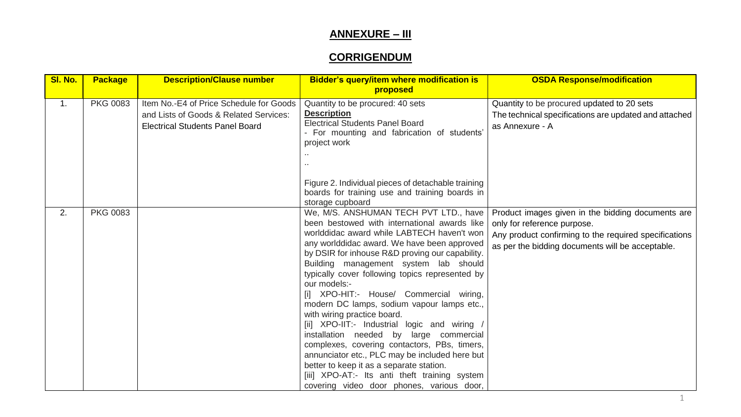# ANNEXURE – III

# CORRIGENDUM

| Sl. No. | Package | Description/Clause number | Bidder's query/item where modification is proposed | OSDA Response/modification |
|---|---|---|---|---|
| 1. | PKG 0083 | Item No.-E4 of Price Schedule for Goods and Lists of Goods & Related Services: Electrical Students Panel Board | Quantity to be procured: 40 sets<br>**Description**<br>Electrical Students Panel Board<br>- For mounting and fabrication of students' project work<br>..<br>..<br><br>Figure 2. Individual pieces of detachable training boards for training use and training boards in storage cupboard | Quantity to be procured updated to 20 sets<br>The technical specifications are updated and attached as Annexure - A |
| 2. | PKG 0083 | | We, M/S. ANSHUMAN TECH PVT LTD., have been bestowed with international awards like worlddidac award while LABTECH haven't won any worlddidac award. We have been approved by DSIR for inhouse R&D proving our capability. Building management system lab should typically cover following topics represented by our models:-<br>[i] XPO-HIT:- House/ Commercial wiring, modern DC lamps, sodium vapour lamps etc., with wiring practice board.<br>[ii] XPO-IIT:- Industrial logic and wiring / installation needed by large commercial complexes, covering contactors, PBs, timers, annunciator etc., PLC may be included here but better to keep it as a separate station.<br>[iii] XPO-AT:- Its anti theft training system covering video door phones, various door, | Product images given in the bidding documents are only for reference purpose.<br>Any product confirming to the required specifications as per the bidding documents will be acceptable. |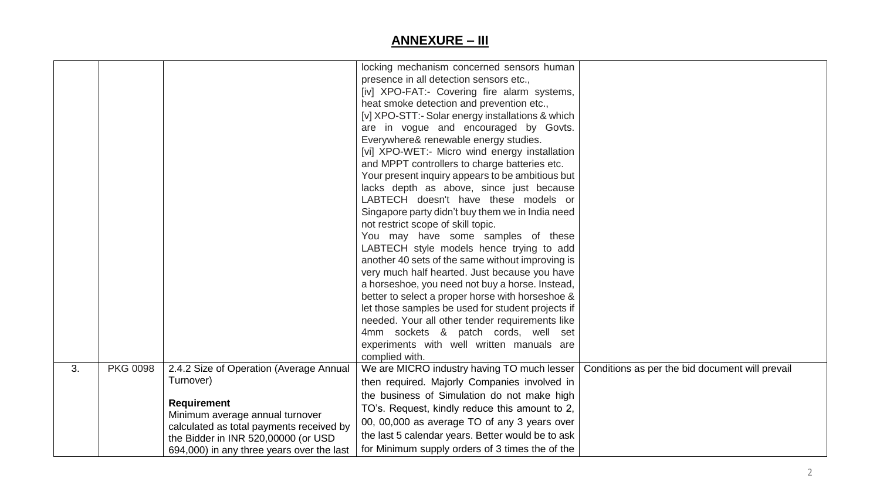## ANNEXURE – III

| | | | | |
|---|---|---|---|---|
| | | | locking mechanism concerned sensors human presence in all detection sensors etc., [iv] XPO-FAT:- Covering fire alarm systems, heat smoke detection and prevention etc., [v] XPO-STT:- Solar energy installations & which are in vogue and encouraged by Govts. Everywhere& renewable energy studies. [vi] XPO-WET:- Micro wind energy installation and MPPT controllers to charge batteries etc. Your present inquiry appears to be ambitious but lacks depth as above, since just because LABTECH doesn't have these models or Singapore party didn't buy them we in India need not restrict scope of skill topic. You may have some samples of these LABTECH style models hence trying to add another 40 sets of the same without improving is very much half hearted. Just because you have a horseshoe, you need not buy a horse. Instead, better to select a proper horse with horseshoe & let those samples be used for student projects if needed. Your all other tender requirements like 4mm sockets & patch cords, well set experiments with well written manuals are complied with. | |
| 3. | PKG 0098 | 2.4.2 Size of Operation (Average Annual Turnover)<br><br>**Requirement**<br>Minimum average annual turnover calculated as total payments received by the Bidder in INR 520,00000 (or USD 694,000) in any three years over the last | We are MICRO industry having TO much lesser then required. Majorly Companies involved in the business of Simulation do not make high TO's. Request, kindly reduce this amount to 2, 00, 00,000 as average TO of any 3 years over the last 5 calendar years. Better would be to ask for Minimum supply orders of 3 times the of the | Conditions as per the bid document will prevail |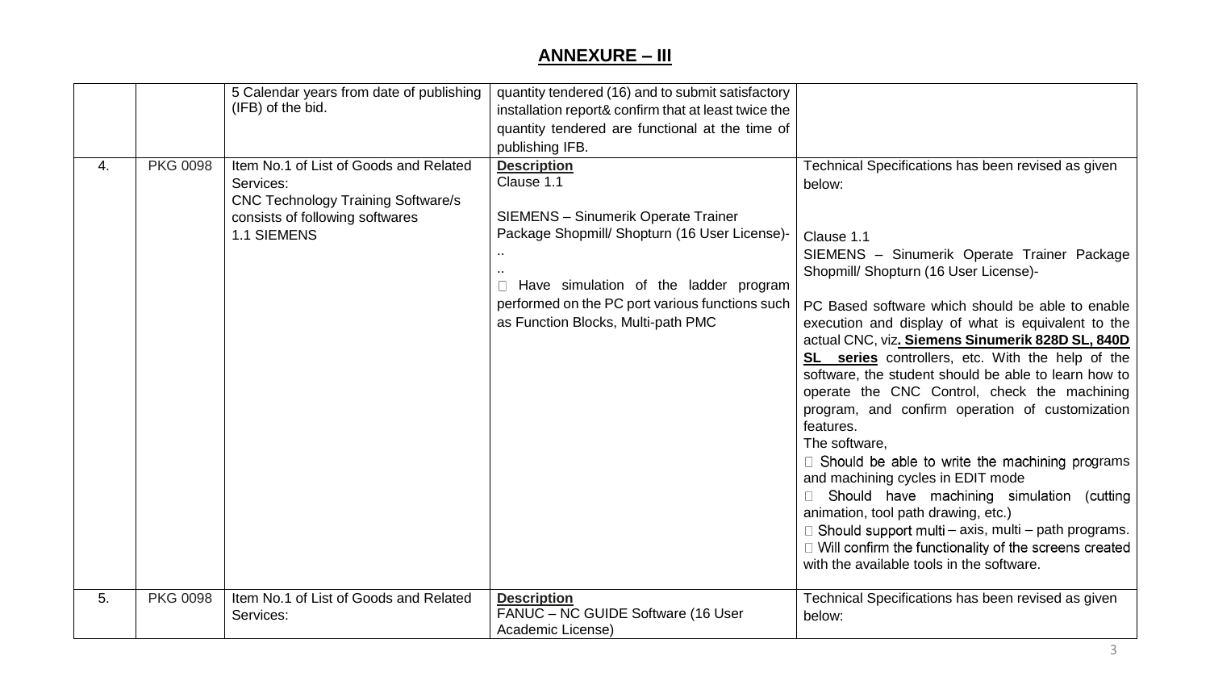## ANNEXURE – III

| | | | | |
|---|---|---|---|---|
| | | 5 Calendar years from date of publishing (IFB) of the bid. | quantity tendered (16) and to submit satisfactory installation report& confirm that at least twice the quantity tendered are functional at the time of publishing IFB. | |
| 4. | PKG 0098 | Item No.1 of List of Goods and Related Services:<br>CNC Technology Training Software/s consists of following softwares<br>1.1 SIEMENS | **Description**<br>Clause 1.1<br><br>SIEMENS – Sinumerik Operate Trainer Package Shopmill/ Shopturn (16 User License)-<br>..<br>..<br> Have simulation of the ladder program performed on the PC port various functions such as Function Blocks, Multi-path PMC | Technical Specifications has been revised as given below:<br><br>Clause 1.1<br>SIEMENS – Sinumerik Operate Trainer Package Shopmill/ Shopturn (16 User License)-<br><br>PC Based software which should be able to enable execution and display of what is equivalent to the actual CNC, viz**. Siemens Sinumerik 828D SL, 840D SL series** controllers, etc. With the help of the software, the student should be able to learn how to operate the CNC Control, check the machining program, and confirm operation of customization features.<br>The software,<br> Should be able to write the machining programs and machining cycles in EDIT mode<br> Should have machining simulation (cutting animation, tool path drawing, etc.)<br> Should support multi – axis, multi – path programs.<br> Will confirm the functionality of the screens created with the available tools in the software. |
| 5. | PKG 0098 | Item No.1 of List of Goods and Related Services: | **Description**<br>FANUC – NC GUIDE Software (16 User Academic License) | Technical Specifications has been revised as given below: |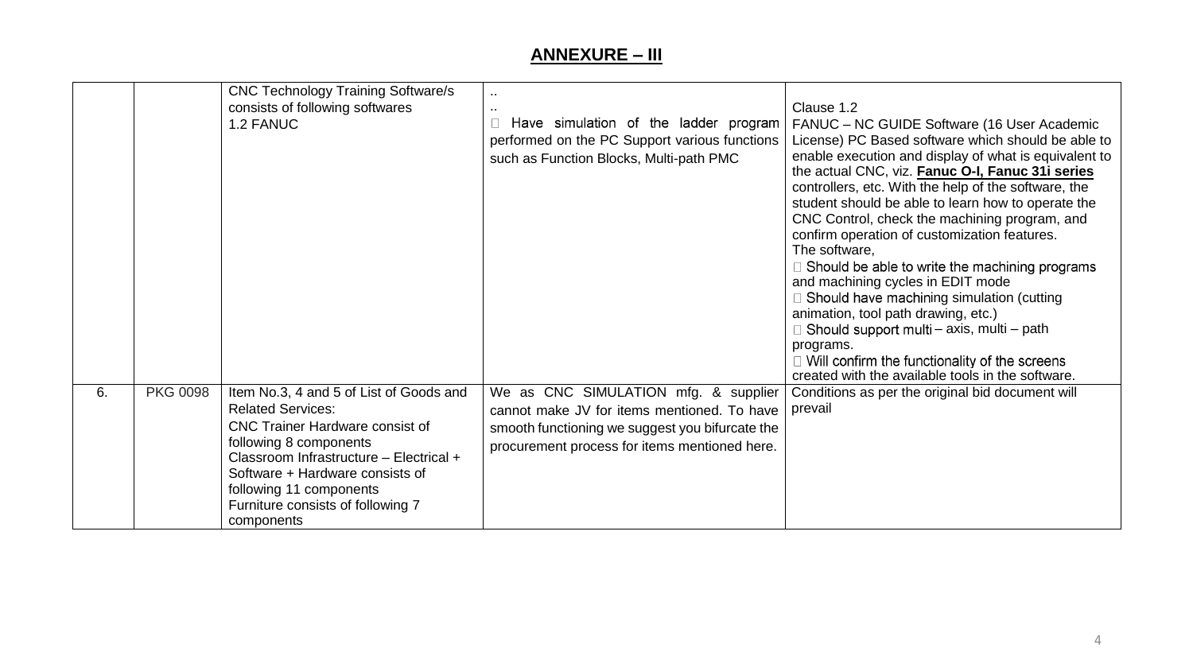## ANNEXURE – III

| | | | | |
|---|---|---|---|---|
| | | CNC Technology Training Software/s consists of following softwares<br>1.2 FANUC | ..<br>..<br> Have simulation of the ladder program performed on the PC Support various functions such as Function Blocks, Multi-path PMC | Clause 1.2<br>FANUC – NC GUIDE Software (16 User Academic License) PC Based software which should be able to enable execution and display of what is equivalent to the actual CNC, viz. **Fanuc O-I, Fanuc 31i series** controllers, etc. With the help of the software, the student should be able to learn how to operate the CNC Control, check the machining program, and confirm operation of customization features.<br>The software,<br> Should be able to write the machining programs and machining cycles in EDIT mode<br> Should have machining simulation (cutting animation, tool path drawing, etc.)<br> Should support multi – axis, multi – path programs.<br> Will confirm the functionality of the screens created with the available tools in the software. |
| 6. | PKG 0098 | Item No.3, 4 and 5 of List of Goods and Related Services:<br>CNC Trainer Hardware consist of following 8 components<br>Classroom Infrastructure – Electrical + Software + Hardware consists of following 11 components<br>Furniture consists of following 7 components | We as CNC SIMULATION mfg. & supplier cannot make JV for items mentioned. To have smooth functioning we suggest you bifurcate the procurement process for items mentioned here. | Conditions as per the original bid document will prevail |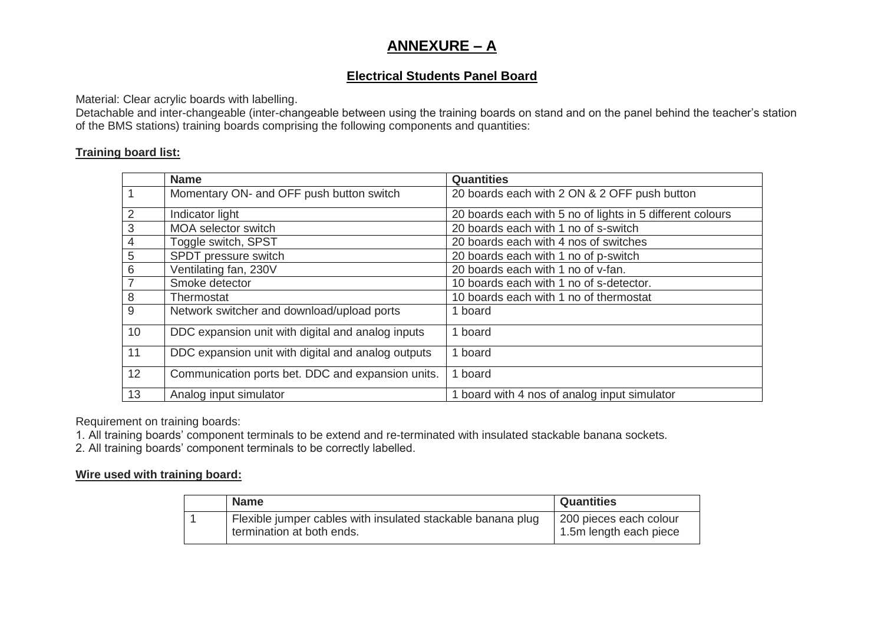# ANNEXURE – A

## Electrical Students Panel Board

Material: Clear acrylic boards with labelling.
Detachable and inter-changeable (inter-changeable between using the training boards on stand and on the panel behind the teacher's station of the BMS stations) training boards comprising the following components and quantities:

**Training board list:**

| | Name | Quantities |
|---|---|---|
| 1 | Momentary ON- and OFF push button switch | 20 boards each with 2 ON & 2 OFF push button |
| 2 | Indicator light | 20 boards each with 5 no of lights in 5 different colours |
| 3 | MOA selector switch | 20 boards each with 1 no of s-switch |
| 4 | Toggle switch, SPST | 20 boards each with 4 nos of switches |
| 5 | SPDT pressure switch | 20 boards each with 1 no of p-switch |
| 6 | Ventilating fan, 230V | 20 boards each with 1 no of v-fan. |
| 7 | Smoke detector | 10 boards each with 1 no of s-detector. |
| 8 | Thermostat | 10 boards each with 1 no of thermostat |
| 9 | Network switcher and download/upload ports | 1 board |
| 10 | DDC expansion unit with digital and analog inputs | 1 board |
| 11 | DDC expansion unit with digital and analog outputs | 1 board |
| 12 | Communication ports bet. DDC and expansion units. | 1 board |
| 13 | Analog input simulator | 1 board with 4 nos of analog input simulator |

Requirement on training boards:
1. All training boards' component terminals to be extend and re-terminated with insulated stackable banana sockets.
2. All training boards' component terminals to be correctly labelled.

**Wire used with training board:**

| | Name | Quantities |
|---|---|---|
| 1 | Flexible jumper cables with insulated stackable banana plug termination at both ends. | 200 pieces each colour 1.5m length each piece |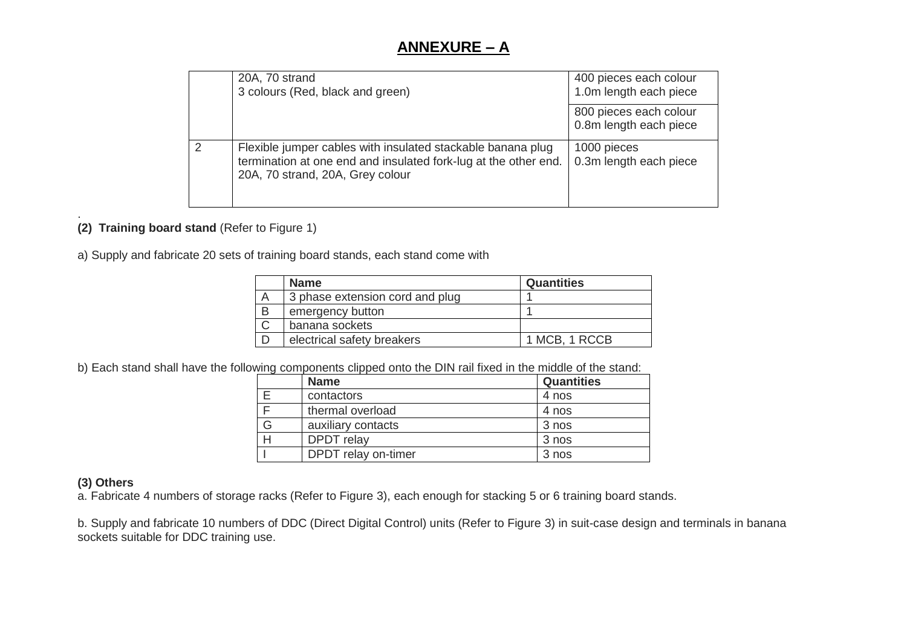## ANNEXURE – A

| | | |
|---|---|---|
| | 20A, 70 strand<br>3 colours (Red, black and green) | 400 pieces each colour<br>1.0m length each piece |
| | | 800 pieces each colour<br>0.8m length each piece |
| 2 | Flexible jumper cables with insulated stackable banana plug termination at one end and insulated fork-lug at the other end. 20A, 70 strand, 20A, Grey colour | 1000 pieces<br>0.3m length each piece |

.

**(2) Training board stand** (Refer to Figure 1)

a) Supply and fabricate 20 sets of training board stands, each stand come with

| | Name | Quantities |
|---|---|---|
| A | 3 phase extension cord and plug | 1 |
| B | emergency button | 1 |
| C | banana sockets | |
| D | electrical safety breakers | 1 MCB, 1 RCCB |

b) Each stand shall have the following components clipped onto the DIN rail fixed in the middle of the stand:

| | Name | Quantities |
|---|---|---|
| E | contactors | 4 nos |
| F | thermal overload | 4 nos |
| G | auxiliary contacts | 3 nos |
| H | DPDT relay | 3 nos |
| I | DPDT relay on-timer | 3 nos |

**(3) Others**

a. Fabricate 4 numbers of storage racks (Refer to Figure 3), each enough for stacking 5 or 6 training board stands.

b. Supply and fabricate 10 numbers of DDC (Direct Digital Control) units (Refer to Figure 3) in suit-case design and terminals in banana sockets suitable for DDC training use.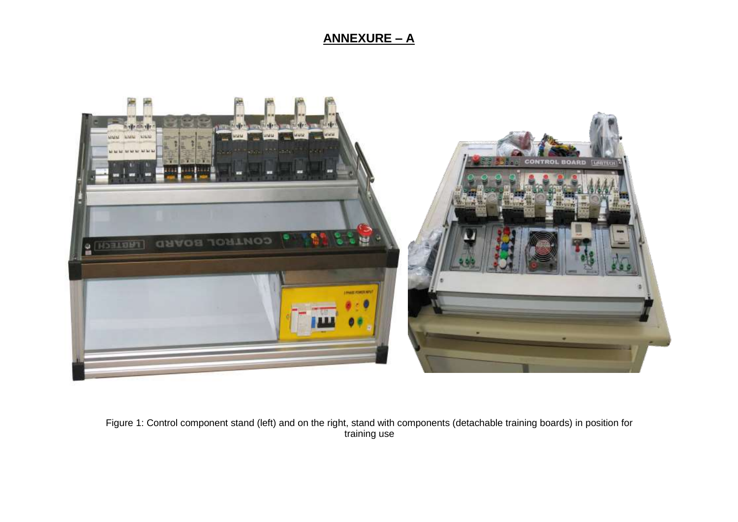## ANNEXURE – A

Figure 1: Control component stand (left) and on the right, stand with components (detachable training boards) in position for training use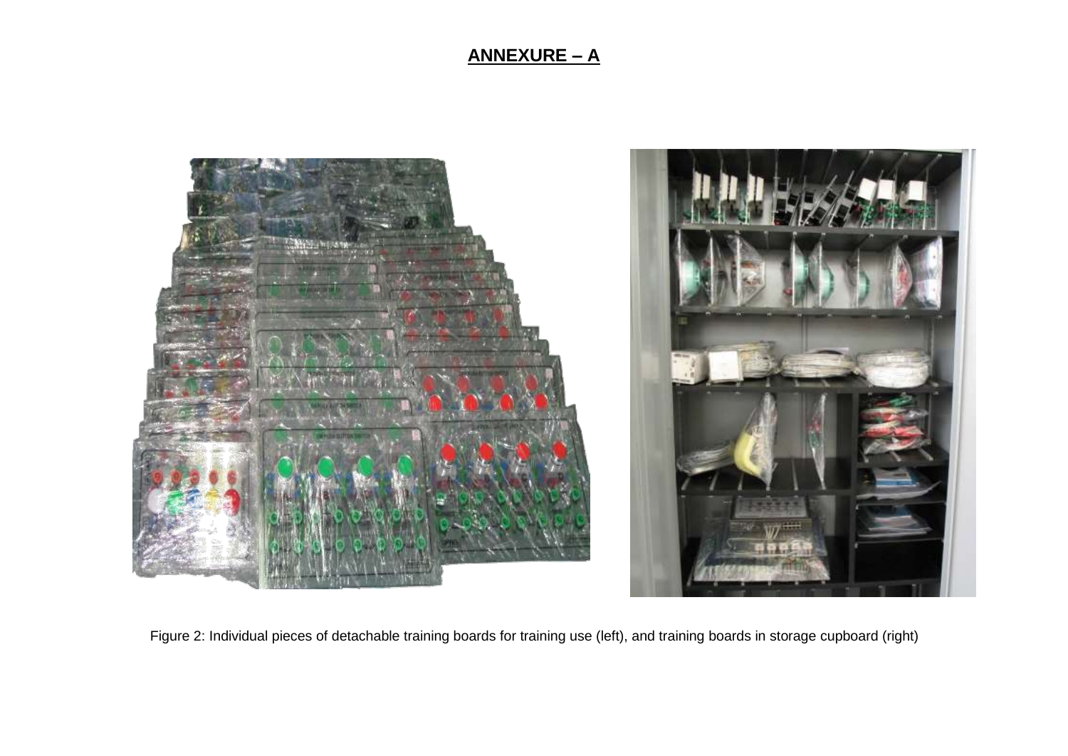## ANNEXURE – A

Figure 2: Individual pieces of detachable training boards for training use (left), and training boards in storage cupboard (right)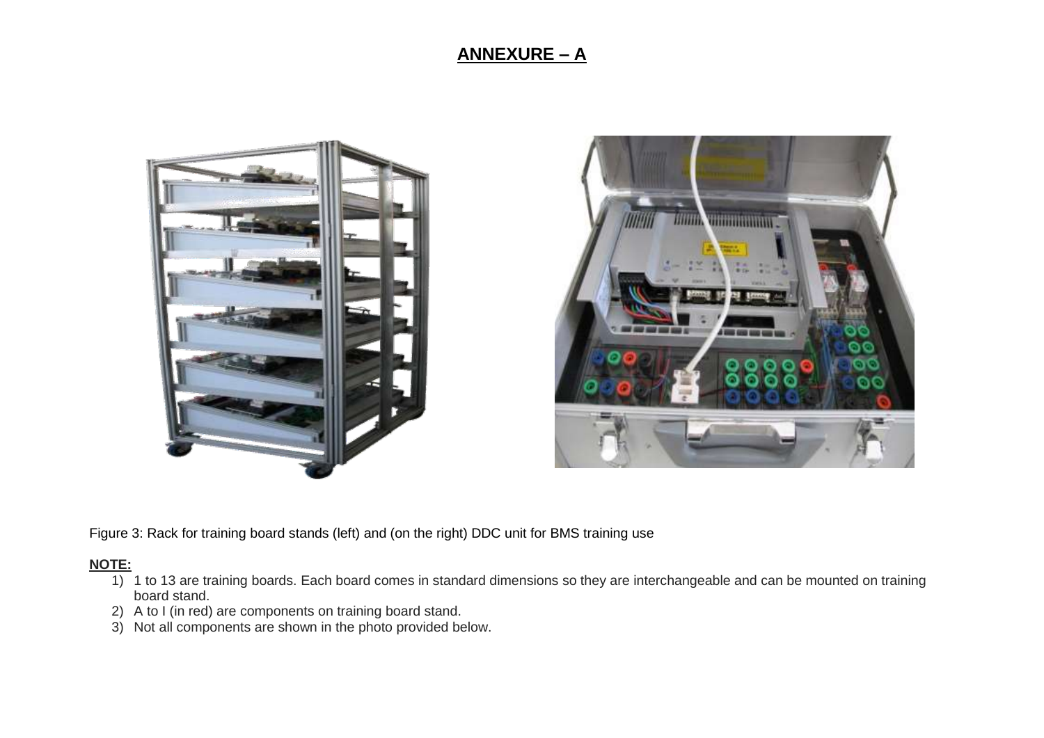# ANNEXURE – A

Figure 3: Rack for training board stands (left) and (on the right) DDC unit for BMS training use

**NOTE:**

1) 1 to 13 are training boards. Each board comes in standard dimensions so they are interchangeable and can be mounted on training board stand.
2) A to I (in red) are components on training board stand.
3) Not all components are shown in the photo provided below.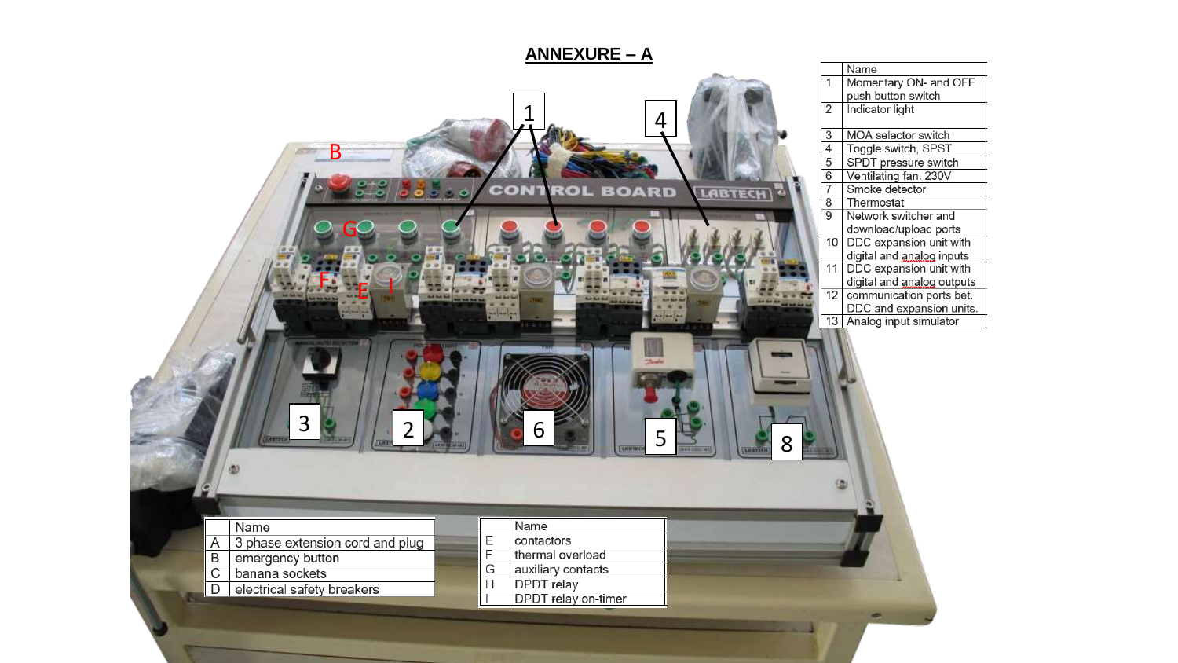## ANNEXURE – A

| | Name |
|---|---|
| 1 | Momentary ON- and OFF push button switch |
| 2 | Indicator light |
| 3 | MOA selector switch |
| 4 | Toggle switch, SPST |
| 5 | SPDT pressure switch |
| 6 | Ventilating fan, 230V |
| 7 | Smoke detector |
| 8 | Thermostat |
| 9 | Network switcher and download/upload ports |
| 10 | DDC expansion unit with digital and analog inputs |
| 11 | DDC expansion unit with digital and analog outputs |
| 12 | communication ports bet. DDC and expansion units. |
| 13 | Analog input simulator |

| | Name |
|---|---|
| A | 3 phase extension cord and plug |
| B | emergency button |
| C | banana sockets |
| D | electrical safety breakers |

| | Name |
|---|---|
| E | contactors |
| F | thermal overload |
| G | auxiliary contacts |
| H | DPDT relay |
| I | DPDT relay on-timer |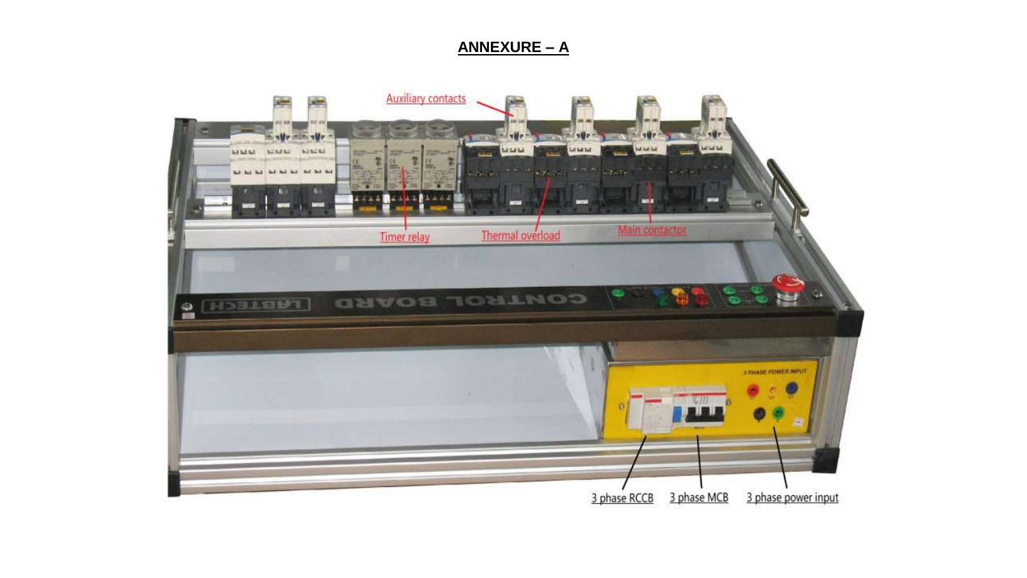## ANNEXURE – A

Auxiliary contacts

Timer relay

Thermal overload

Main contactor

3 phase RCCB

3 phase MCB

3 phase power input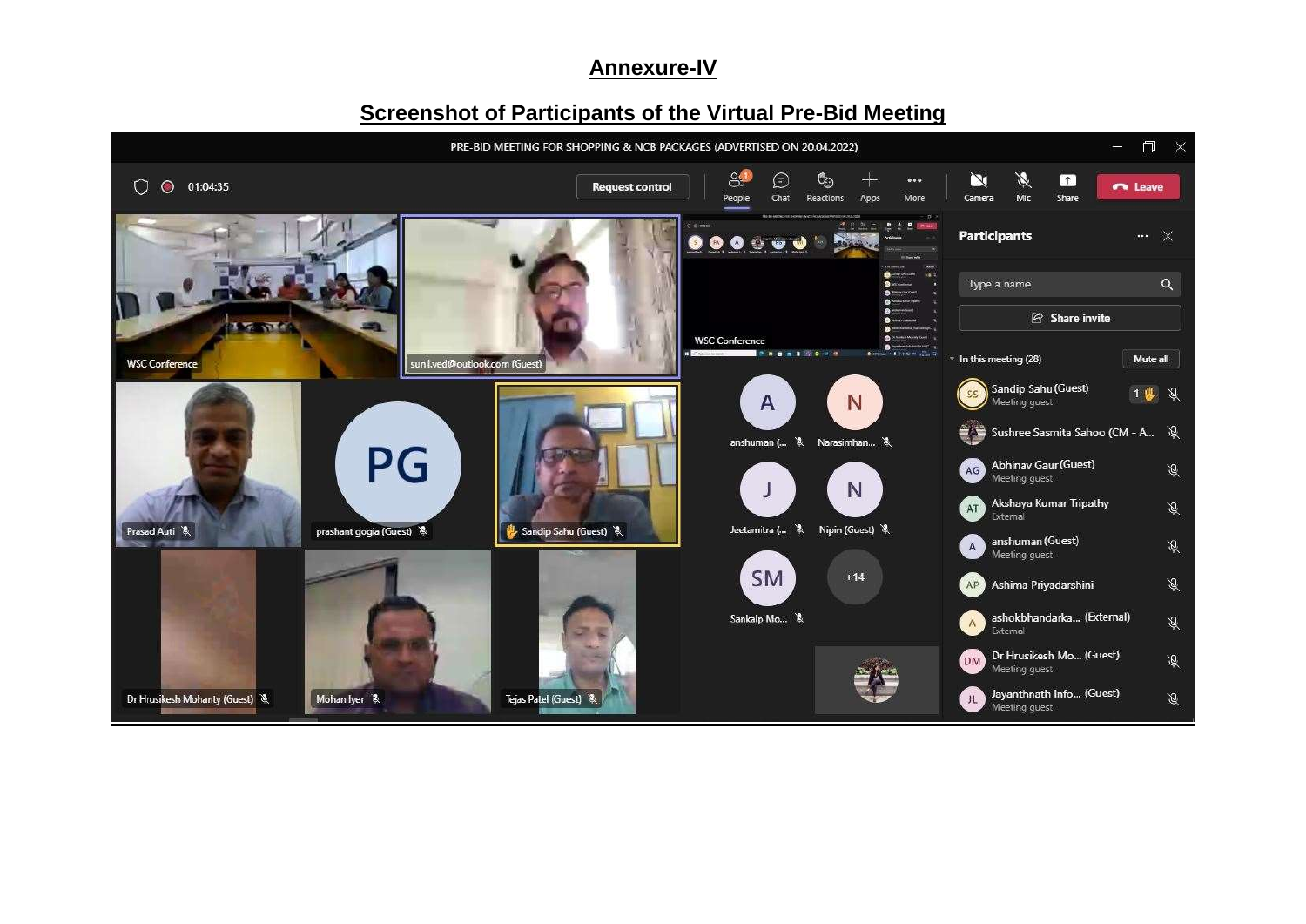# Annexure-IV

## Screenshot of Participants of the Virtual Pre-Bid Meeting